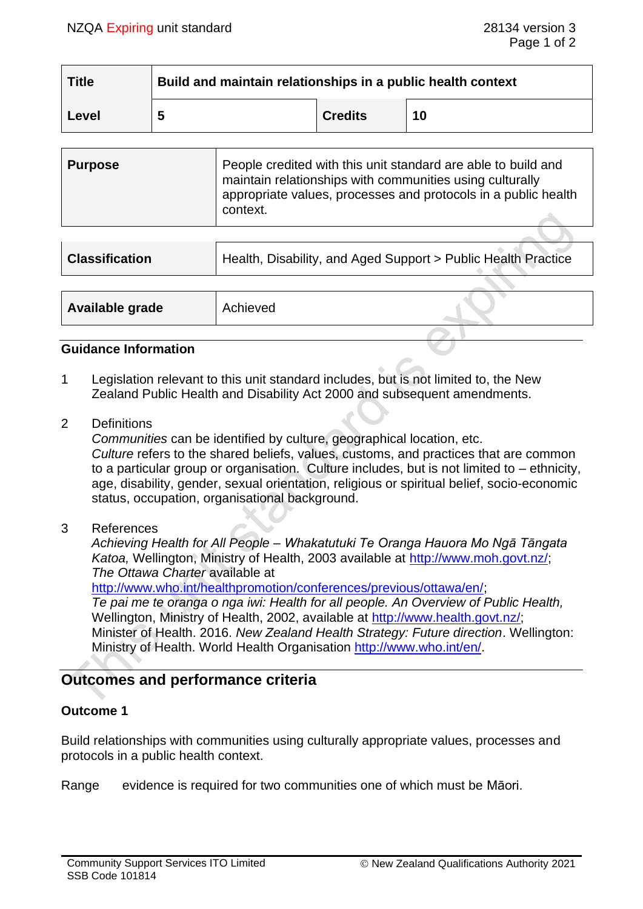| Title | Build and maintain relationships in a public health context | | |
|---|---|---|---|
| Level | 5 | Credits | 10 |

| Purpose | People credited with this unit standard are able to build and maintain relationships with communities using culturally appropriate values, processes and protocols in a public health context. |
|---|---|

| Classification | Health, Disability, and Aged Support > Public Health Practice |
|---|---|

| Available grade | Achieved |
|---|---|

## Guidance Information

1. Legislation relevant to this unit standard includes, but is not limited to, the New Zealand Public Health and Disability Act 2000 and subsequent amendments.

2. Definitions
   *Communities* can be identified by culture, geographical location, etc.
   *Culture* refers to the shared beliefs, values, customs, and practices that are common to a particular group or organisation. Culture includes, but is not limited to – ethnicity, age, disability, gender, sexual orientation, religious or spiritual belief, socio-economic status, occupation, organisational background.

3. References
   *Achieving Health for All People – Whakatutuki Te Oranga Hauora Mo Ngā Tāngata Katoa,* Wellington, Ministry of Health, 2003 available at http://www.moh.govt.nz/;
   *The Ottawa Charter* available at http://www.who.int/healthpromotion/conferences/previous/ottawa/en/;
   *Te pai me te oranga o nga iwi: Health for all people. An Overview of Public Health,* Wellington, Ministry of Health, 2002, available at http://www.health.govt.nz/;
   Minister of Health. 2016. *New Zealand Health Strategy: Future direction*. Wellington: Ministry of Health. World Health Organisation http://www.who.int/en/.

## Outcomes and performance criteria

### Outcome 1

Build relationships with communities using culturally appropriate values, processes and protocols in a public health context.

Range evidence is required for two communities one of which must be Māori.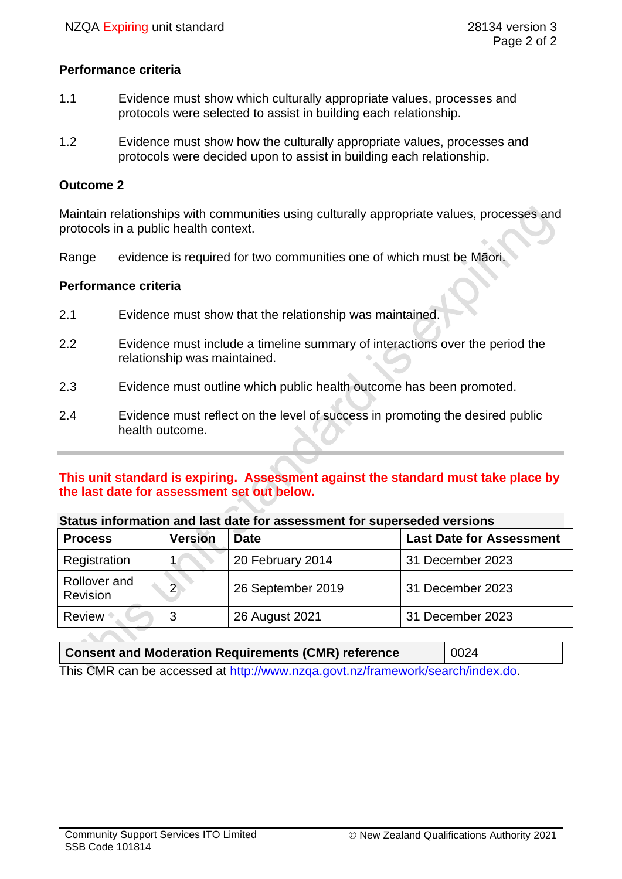### Performance criteria

1.1 Evidence must show which culturally appropriate values, processes and protocols were selected to assist in building each relationship.

1.2 Evidence must show how the culturally appropriate values, processes and protocols were decided upon to assist in building each relationship.

### Outcome 2

Maintain relationships with communities using culturally appropriate values, processes and protocols in a public health context.

Range evidence is required for two communities one of which must be Māori.

### Performance criteria

2.1 Evidence must show that the relationship was maintained.

2.2 Evidence must include a timeline summary of interactions over the period the relationship was maintained.

2.3 Evidence must outline which public health outcome has been promoted.

2.4 Evidence must reflect on the level of success in promoting the desired public health outcome.

---

**This unit standard is expiring. Assessment against the standard must take place by the last date for assessment set out below.**

**Status information and last date for assessment for superseded versions**

| Process | Version | Date | Last Date for Assessment |
|---|---|---|---|
| Registration | 1 | 20 February 2014 | 31 December 2023 |
| Rollover and Revision | 2 | 26 September 2019 | 31 December 2023 |
| Review | 3 | 26 August 2021 | 31 December 2023 |

| Consent and Moderation Requirements (CMR) reference | 0024 |
|---|---|

This CMR can be accessed at http://www.nzqa.govt.nz/framework/search/index.do.